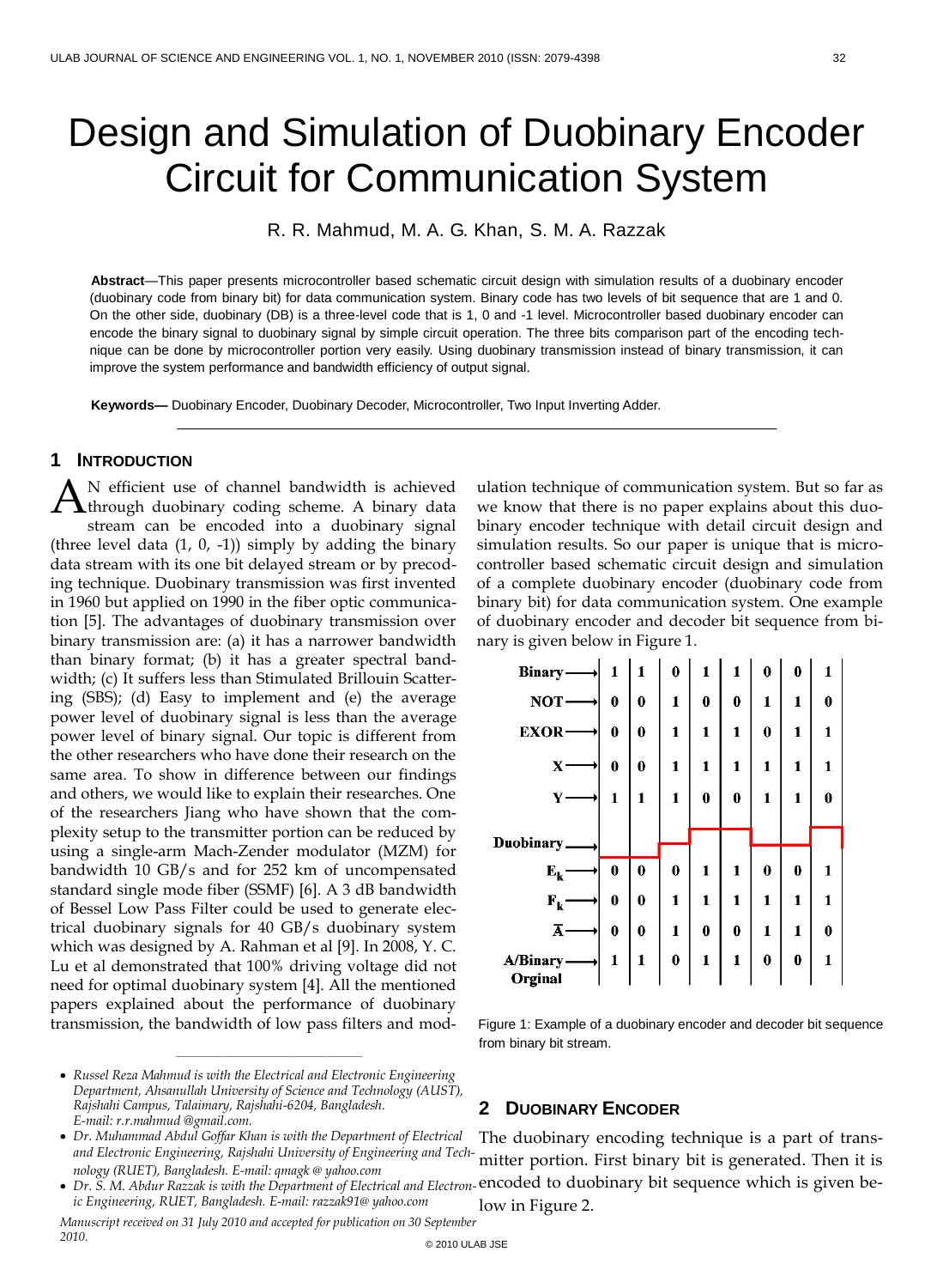# Design and Simulation of Duobinary Encoder Circuit for Communication System

R. R. Mahmud, M. A. G. Khan, S. M. A. Razzak

**Abstract**—This paper presents microcontroller based schematic circuit design with simulation results of a duobinary encoder (duobinary code from binary bit) for data communication system. Binary code has two levels of bit sequence that are 1 and 0. On the other side, duobinary (DB) is a three-level code that is 1, 0 and -1 level. Microcontroller based duobinary encoder can encode the binary signal to duobinary signal by simple circuit operation. The three bits comparison part of the encoding technique can be done by microcontroller portion very easily. Using duobinary transmission instead of binary transmission, it can improve the system performance and bandwidth efficiency of output signal.

**Keywords—** Duobinary Encoder, Duobinary Decoder, Microcontroller, Two Input Inverting Adder.

---

## 1 Introduction

An efficient use of channel bandwidth is achieved through duobinary coding scheme. A binary data stream can be encoded into a duobinary signal (three level data (1, 0, -1)) simply by adding the binary data stream with its one bit delayed stream or by precoding technique. Duobinary transmission was first invented in 1960 but applied on 1990 in the fiber optic communication [5]. The advantages of duobinary transmission over binary transmission are: (a) it has a narrower bandwidth than binary format; (b) it has a greater spectral bandwidth; (c) It suffers less than Stimulated Brillouin Scattering (SBS); (d) Easy to implement and (e) the average power level of duobinary signal is less than the average power level of binary signal. Our topic is different from the other researchers who have done their research on the same area. To show in difference between our findings and others, we would like to explain their researches. One of the researchers Jiang who have shown that the complexity setup to the transmitter portion can be reduced by using a single-arm Mach-Zender modulator (MZM) for bandwidth 10 GB/s and for 252 km of uncompensated standard single mode fiber (SSMF) [6]. A 3 dB bandwidth of Bessel Low Pass Filter could be used to generate electrical duobinary signals for 40 GB/s duobinary system which was designed by A. Rahman et al [9]. In 2008, Y. C. Lu et al demonstrated that 100% driving voltage did not need for optimal duobinary system [4]. All the mentioned papers explained about the performance of duobinary transmission, the bandwidth of low pass filters and modulation technique of communication system. But so far as we know that there is no paper explains about this duobinary encoder technique with detail circuit design and simulation results. So our paper is unique that is microcontroller based schematic circuit design and simulation of a complete duobinary encoder (duobinary code from binary bit) for data communication system. One example of duobinary encoder and decoder bit sequence from binary is given below in Figure 1.

| | | | | | | | | |
|---|---|---|---|---|---|---|---|---|
| Binary | 1 | 1 | 0 | 1 | 1 | 0 | 0 | 1 |
| NOT | 0 | 0 | 1 | 0 | 0 | 1 | 1 | 0 |
| EXOR | 0 | 0 | 1 | 1 | 1 | 0 | 1 | 1 |
| X | 0 | 0 | 1 | 1 | 1 | 1 | 1 | 1 |
| Y | 1 | 1 | 1 | 0 | 0 | 1 | 1 | 0 |
| Duobinary | | | | | | | | |
| $E_k$ | 0 | 0 | 0 | 1 | 1 | 0 | 0 | 1 |
| $F_k$ | 0 | 0 | 1 | 1 | 1 | 1 | 1 | 1 |
| $\bar{A}$ | 0 | 0 | 1 | 0 | 0 | 1 | 1 | 0 |
| A/Binary Orginal | 1 | 1 | 0 | 1 | 1 | 0 | 0 | 1 |

Figure 1: Example of a duobinary encoder and decoder bit sequence from binary bit stream.

## 2 Duobinary Encoder

The duobinary encoding technique is a part of transmitter portion. First binary bit is generated. Then it is encoded to duobinary bit sequence which is given below in Figure 2.

- *Russel Reza Mahmud is with the Electrical and Electronic Engineering Department, Ahsanullah University of Science and Technology (AUST), Rajshahi Campus, Talaimary, Rajshahi-6204, Bangladesh. E-mail: r.r.mahmud @gmail.com.*
- *Dr. Muhammad Abdul Goffar Khan is with the Department of Electrical and Electronic Engineering, Rajshahi University of Engineering and Technology (RUET), Bangladesh. E-mail: qmagk @ yahoo.com*
- *Dr. S. M. Abdur Razzak is with the Department of Electrical and Electronic Engineering, RUET, Bangladesh. E-mail: razzak91@ yahoo.com*

*Manuscript received on 31 July 2010 and accepted for publication on 30 September 2010.*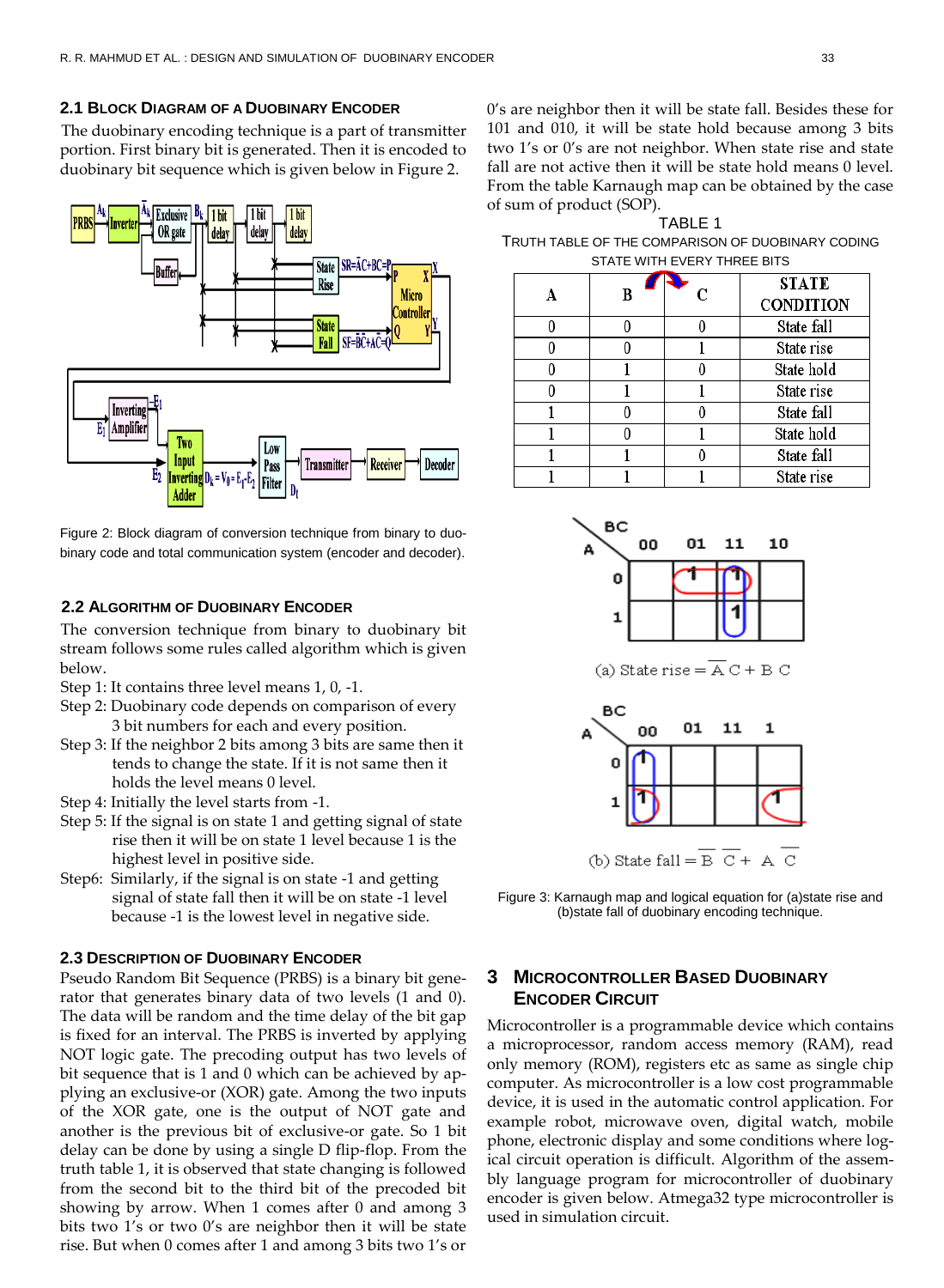### 2.1 Block Diagram of a Duobinary Encoder

The duobinary encoding technique is a part of transmitter portion. First binary bit is generated. Then it is encoded to duobinary bit sequence which is given below in Figure 2.

Figure 2: Block diagram of conversion technique from binary to duobinary code and total communication system (encoder and decoder).

### 2.2 Algorithm of Duobinary Encoder

The conversion technique from binary to duobinary bit stream follows some rules called algorithm which is given below.

Step 1: It contains three level means 1, 0, -1.

Step 2: Duobinary code depends on comparison of every 3 bit numbers for each and every position.

Step 3: If the neighbor 2 bits among 3 bits are same then it tends to change the state. If it is not same then it holds the level means 0 level.

Step 4: Initially the level starts from -1.

Step 5: If the signal is on state 1 and getting signal of state rise then it will be on state 1 level because 1 is the highest level in positive side.

Step6: Similarly, if the signal is on state -1 and getting signal of state fall then it will be on state -1 level because -1 is the lowest level in negative side.

### 2.3 Description of Duobinary Encoder

Pseudo Random Bit Sequence (PRBS) is a binary bit generator that generates binary data of two levels (1 and 0). The data will be random and the time delay of the bit gap is fixed for an interval. The PRBS is inverted by applying NOT logic gate. The precoding output has two levels of bit sequence that is 1 and 0 which can be achieved by applying an exclusive-or (XOR) gate. Among the two inputs of the XOR gate, one is the output of NOT gate and another is the previous bit of exclusive-or gate. So 1 bit delay can be done by using a single D flip-flop. From the truth table 1, it is observed that state changing is followed from the second bit to the third bit of the precoded bit showing by arrow. When 1 comes after 0 and among 3 bits two 1's or two 0's are neighbor then it will be state rise. But when 0 comes after 1 and among 3 bits two 1's or 0's are neighbor then it will be state fall. Besides these for 101 and 010, it will be state hold because among 3 bits two 1's or 0's are not neighbor. When state rise and state fall are not active then it will be state hold means 0 level. From the table Karnaugh map can be obtained by the case of sum of product (SOP).

TABLE 1
TRUTH TABLE OF THE COMPARISON OF DUOBINARY CODING STATE WITH EVERY THREE BITS

| A | B | C | STATE CONDITION |
|---|---|---|---|
| 0 | 0 | 0 | State fall |
| 0 | 0 | 1 | State rise |
| 0 | 1 | 0 | State hold |
| 0 | 1 | 1 | State rise |
| 1 | 0 | 0 | State fall |
| 1 | 0 | 1 | State hold |
| 1 | 1 | 0 | State fall |
| 1 | 1 | 1 | State rise |

(a) State rise $= \overline{A}C + BC$

(b) State fall $= \overline{B}\,\overline{C} + A\overline{C}$

Figure 3: Karnaugh map and logical equation for (a)state rise and (b)state fall of duobinary encoding technique.

## 3 Microcontroller Based Duobinary Encoder Circuit

Microcontroller is a programmable device which contains a microprocessor, random access memory (RAM), read only memory (ROM), registers etc as same as single chip computer. As microcontroller is a low cost programmable device, it is used in the automatic control application. For example robot, microwave oven, digital watch, mobile phone, electronic display and some conditions where logical circuit operation is difficult. Algorithm of the assembly language program for microcontroller of duobinary encoder is given below. Atmega32 type microcontroller is used in simulation circuit.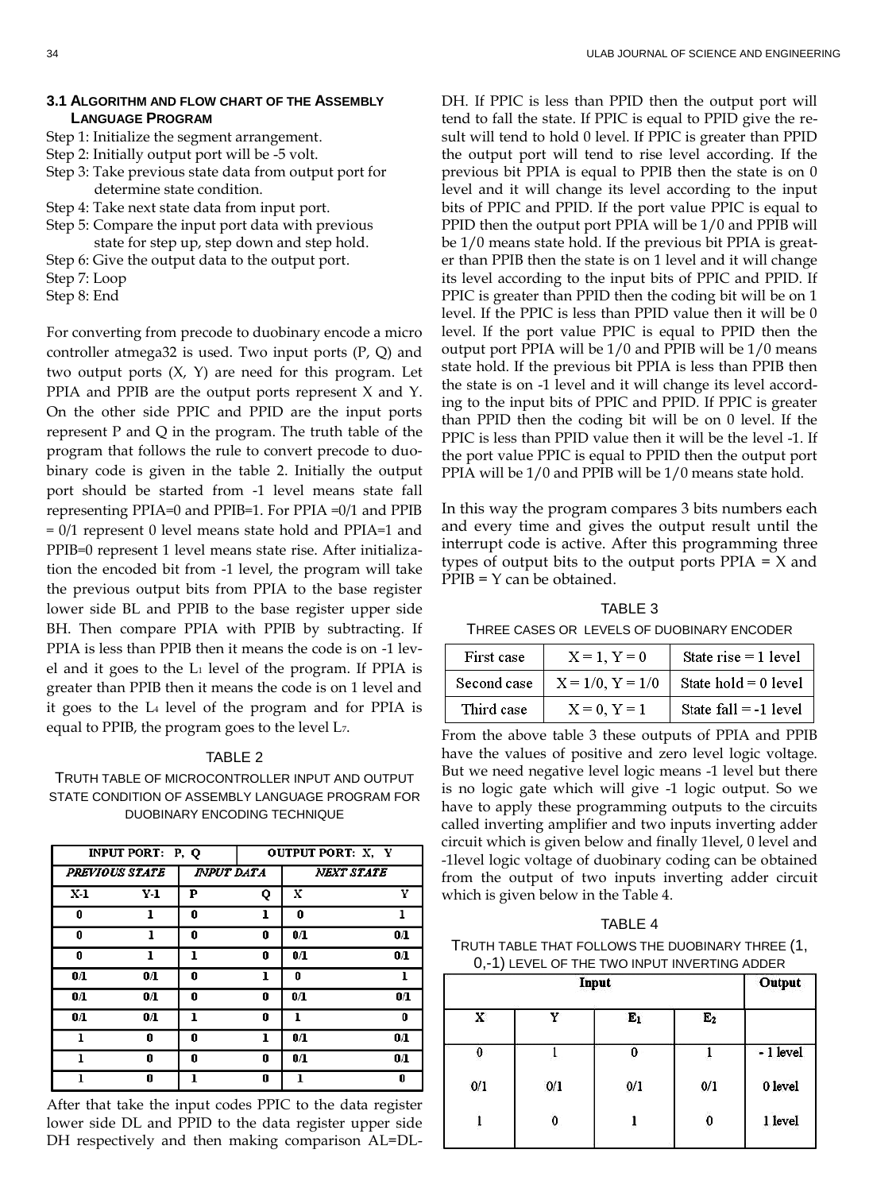### 3.1 Algorithm and Flow Chart of the Assembly Language Program

Step 1: Initialize the segment arrangement.
Step 2: Initially output port will be -5 volt.
Step 3: Take previous state data from output port for determine state condition.
Step 4: Take next state data from input port.
Step 5: Compare the input port data with previous state for step up, step down and step hold.
Step 6: Give the output data to the output port.
Step 7: Loop
Step 8: End

For converting from precode to duobinary encode a micro controller atmega32 is used. Two input ports (P, Q) and two output ports (X, Y) are need for this program. Let PPIA and PPIB are the output ports represent X and Y. On the other side PPIC and PPID are the input ports represent P and Q in the program. The truth table of the program that follows the rule to convert precode to duobinary code is given in the table 2. Initially the output port should be started from -1 level means state fall representing PPIA=0 and PPIB=1. For PPIA =0/1 and PPIB = 0/1 represent 0 level means state hold and PPIA=1 and PPIB=0 represent 1 level means state rise. After initialization the encoded bit from -1 level, the program will take the previous output bits from PPIA to the base register lower side BL and PPIB to the base register upper side BH. Then compare PPIA with PPIB by subtracting. If PPIA is less than PPIB then it means the code is on -1 level and it goes to the $L_1$ level of the program. If PPIA is greater than PPIB then it means the code is on 1 level and it goes to the $L_4$ level of the program and for PPIA is equal to PPIB, the program goes to the level $L_7$.

TABLE 2

TRUTH TABLE OF MICROCONTROLLER INPUT AND OUTPUT STATE CONDITION OF ASSEMBLY LANGUAGE PROGRAM FOR DUOBINARY ENCODING TECHNIQUE

| INPUT PORT: P, Q | | | | OUTPUT PORT: X, Y | |
|---|---|---|---|---|---|
| *PREVIOUS STATE* | | *INPUT DATA* | | *NEXT STATE* | |
| X-1 | Y-1 | P | Q | X | Y |
| 0 | 1 | 0 | 1 | 0 | 1 |
| 0 | 1 | 0 | 0 | 0/1 | 0/1 |
| 0 | 1 | 1 | 0 | 0/1 | 0/1 |
| 0/1 | 0/1 | 0 | 1 | 0 | 1 |
| 0/1 | 0/1 | 0 | 0 | 0/1 | 0/1 |
| 0/1 | 0/1 | 1 | 0 | 1 | 0 |
| 1 | 0 | 0 | 1 | 0/1 | 0/1 |
| 1 | 0 | 0 | 0 | 0/1 | 0/1 |
| 1 | 0 | 1 | 0 | 1 | 0 |

After that take the input codes PPIC to the data register lower side DL and PPID to the data register upper side DH respectively and then making comparison AL=DL-DH. If PPIC is less than PPID then the output port will tend to fall the state. If PPIC is equal to PPID give the result will tend to hold 0 level. If PPIC is greater than PPID the output port will tend to rise level according. If the previous bit PPIA is equal to PPIB then the state is on 0 level and it will change its level according to the input bits of PPIC and PPID. If the port value PPIC is equal to PPID then the output port PPIA will be 1/0 and PPIB will be 1/0 means state hold. If the previous bit PPIA is greater than PPIB then the state is on 1 level and it will change its level according to the input bits of PPIC and PPID. If PPIC is greater than PPID then the coding bit will be on 1 level. If the PPIC is less than PPID value then it will be 0 level. If the port value PPIC is equal to PPID then the output port PPIA will be 1/0 and PPIB will be 1/0 means state hold. If the previous bit PPIA is less than PPIB then the state is on -1 level and it will change its level according to the input bits of PPIC and PPID. If PPIC is greater than PPID then the coding bit will be on 0 level. If the PPIC is less than PPID value then it will be the level -1. If the port value PPIC is equal to PPID then the output port PPIA will be 1/0 and PPIB will be 1/0 means state hold.

In this way the program compares 3 bits numbers each and every time and gives the output result until the interrupt code is active. After this programming three types of output bits to the output ports PPIA = X and PPIB = Y can be obtained.

TABLE 3

THREE CASES OR LEVELS OF DUOBINARY ENCODER

| First case | X = 1, Y = 0 | State rise = 1 level |
|---|---|---|
| Second case | X = 1/0, Y = 1/0 | State hold = 0 level |
| Third case | X = 0, Y = 1 | State fall = -1 level |

From the above table 3 these outputs of PPIA and PPIB have the values of positive and zero level logic voltage. But we need negative level logic means -1 level but there is no logic gate which will give -1 logic output. So we have to apply these programming outputs to the circuits called inverting amplifier and two inputs inverting adder circuit which is given below and finally 1level, 0 level and -1level logic voltage of duobinary coding can be obtained from the output of two inputs inverting adder circuit which is given below in the Table 4.

TABLE 4

TRUTH TABLE THAT FOLLOWS THE DUOBINARY THREE (1, 0,-1) LEVEL OF THE TWO INPUT INVERTING ADDER

| Input | | | | Output |
|---|---|---|---|---|
| X | Y | $E_1$ | $E_2$ | |
| 0 | 1 | 0 | 1 | - 1 level |
| 0/1 | 0/1 | 0/1 | 0/1 | 0 level |
| 1 | 0 | 1 | 0 | 1 level |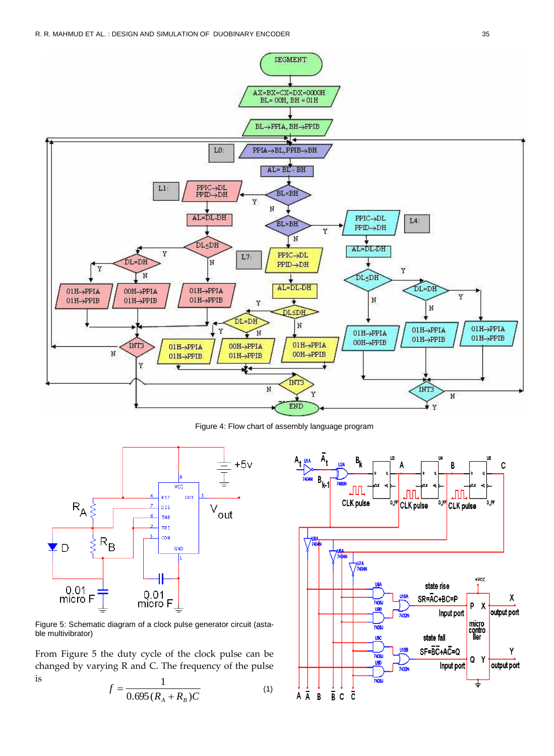Figure 4: Flow chart of assembly language program

Figure 5: Schematic diagram of a clock pulse generator circuit (astable multivibrator)

From Figure 5 the duty cycle of the clock pulse can be changed by varying R and C. The frequency of the pulse is

$$f = \frac{1}{0.695(R_A + R_B)C} \quad (1)$$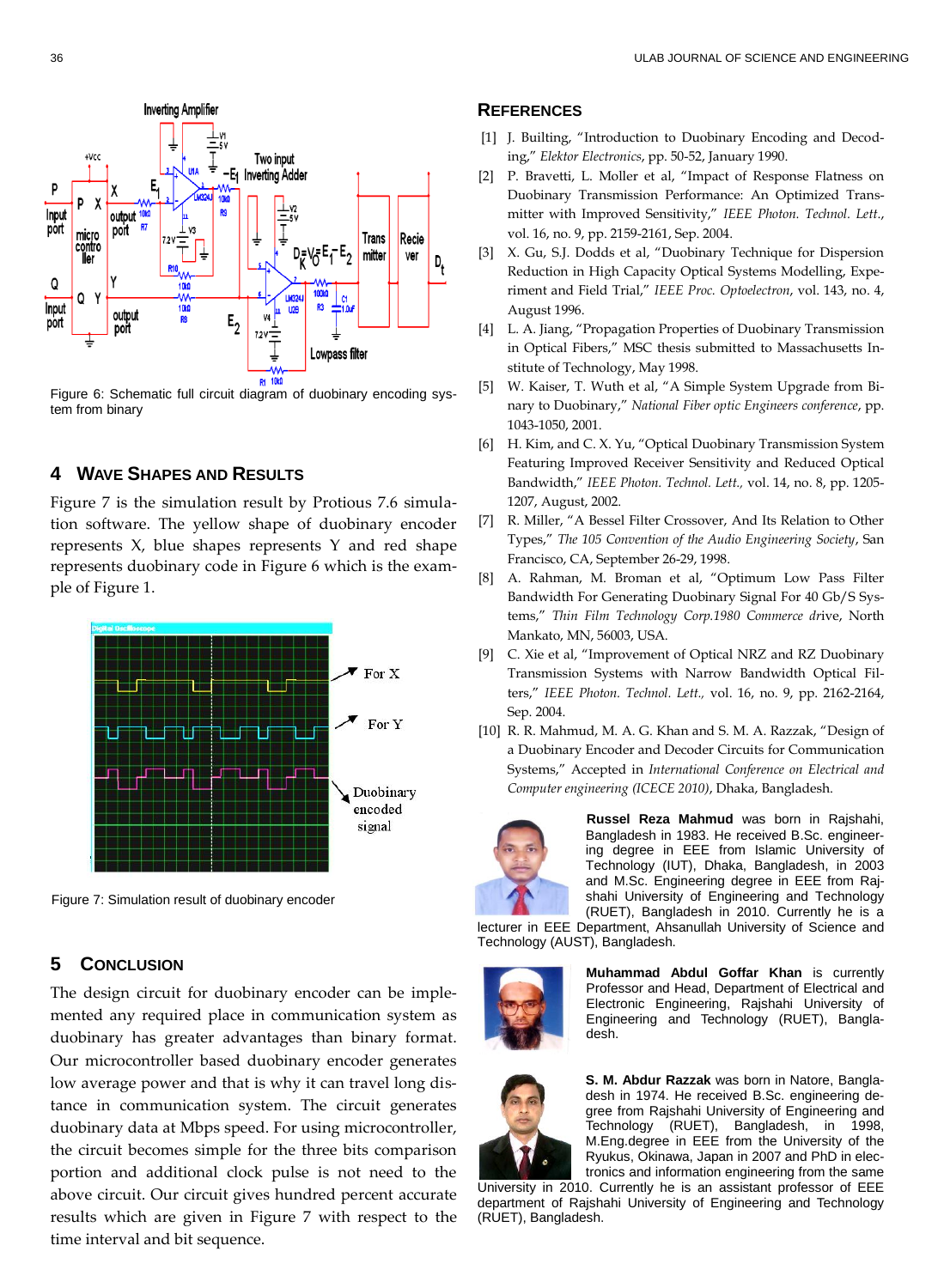Figure 6: Schematic full circuit diagram of duobinary encoding system from binary

## 4 Wave Shapes and Results

Figure 7 is the simulation result by Protious 7.6 simulation software. The yellow shape of duobinary encoder represents X, blue shapes represents Y and red shape represents duobinary code in Figure 6 which is the example of Figure 1.

Figure 7: Simulation result of duobinary encoder

## 5 Conclusion

The design circuit for duobinary encoder can be implemented any required place in communication system as duobinary has greater advantages than binary format. Our microcontroller based duobinary encoder generates low average power and that is why it can travel long distance in communication system. The circuit generates duobinary data at Mbps speed. For using microcontroller, the circuit becomes simple for the three bits comparison portion and additional clock pulse is not need to the above circuit. Our circuit gives hundred percent accurate results which are given in Figure 7 with respect to the time interval and bit sequence.

## References

[1] J. Builting, "Introduction to Duobinary Encoding and Decoding," *Elektor Electronics*, pp. 50-52, January 1990.

[2] P. Bravetti, L. Moller et al, "Impact of Response Flatness on Duobinary Receiver Transmission Performance: An Optimized Transmitter with Improved Sensitivity," *IEEE Photon. Technol. Lett.*, vol. 16, no. 9, pp. 2159-2161, Sep. 2004.

[3] X. Gu, S.J. Dodds et al, "Duobinary Technique for Dispersion Reduction in High Capacity Optical Systems Modelling, Experiment and Field Trial," *IEEE Proc. Optoelectron*, vol. 143, no. 4, August 1996.

[4] L. A. Jiang, "Propagation Properties of Duobinary Transmission in Optical Fibers," MSC thesis submitted to Massachusetts Institute of Technology, May 1998.

[5] W. Kaiser, T. Wuth et al, "A Simple System Upgrade from Binary to Duobinary," *National Fiber optic Engineers conference*, pp. 1043-1050, 2001.

[6] H. Kim, and C. X. Yu, "Optical Duobinary Transmission System Featuring Improved Receiver Sensitivity and Reduced Optical Bandwidth," *IEEE Photon. Technol. Lett.*, vol. 14, no. 8, pp. 1205-1207, August, 2002.

[7] R. Miller, "A Bessel Filter Crossover, And Its Relation to Other Types," *The 105 Convention of the Audio Engineering Society*, San Francisco, CA, September 26-29, 1998.

[8] A. Rahman, M. Broman et al, "Optimum Low Pass Filter Bandwidth For Generating Duobinary Signal For 40 Gb/S Systems," *Thin Film Technology Corp.1980 Commerce d*rive, North Mankato, MN, 56003, USA.

[9] C. Xie et al, "Improvement of Optical NRZ and RZ Duobinary Transmission Systems with Narrow Bandwidth Optical Filters," *IEEE Photon. Technol. Lett.*, vol. 16, no. 9, pp. 2162-2164, Sep. 2004.

[10] R. R. Mahmud, M. A. G. Khan and S. M. A. Razzak, "Design of a Duobinary Encoder and Decoder Circuits for Communication Systems," Accepted in *International Conference on Electrical and Computer engineering (ICECE 2010)*, Dhaka, Bangladesh.

**Russel Reza Mahmud** was born in Rajshahi, Bangladesh in 1983. He received B.Sc. engineering degree in EEE from Islamic University of Technology (IUT), Dhaka, Bangladesh, in 2003 and M.Sc. Engineering degree in EEE from Rajshahi University of Engineering and Technology (RUET), Bangladesh in 2010. Currently he is a lecturer in EEE Department, Ahsanullah University of Science and Technology (AUST), Bangladesh.

**Muhammad Abdul Goffar Khan** is currently Professor and Head, Department of Electrical and Electronic Engineering, Rajshahi University of Engineering and Technology (RUET), Bangladesh.

**S. M. Abdur Razzak** was born in Natore, Bangladesh in 1974. He received B.Sc. engineering degree from Rajshahi University of Engineering and Technology (RUET), Bangladesh, in 1998, M.Eng.degree in EEE from the University of the Ryukus, Okinawa, Japan in 2007 and PhD in electronics and information engineering from the same University in 2010. Currently he is an assistant professor of EEE department of Rajshahi University of Engineering and Technology (RUET), Bangladesh.